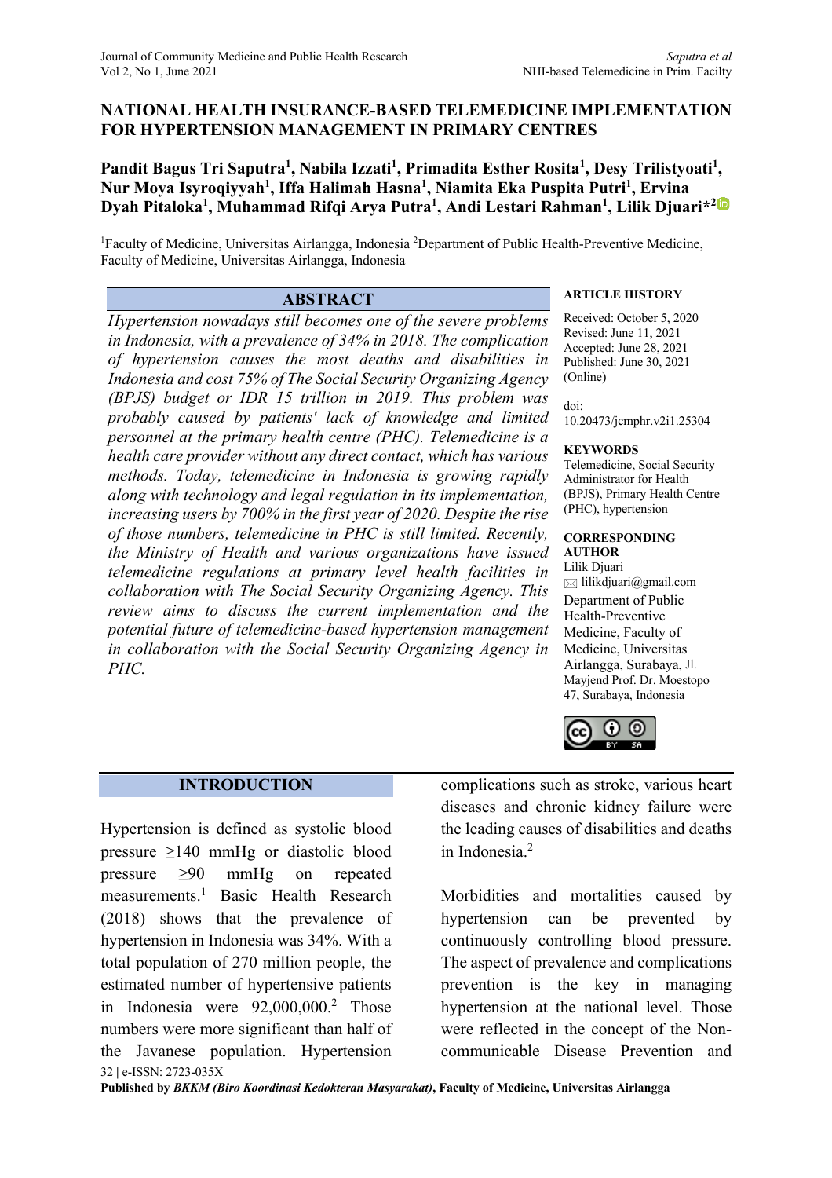# NATIONAL HEALTH INSURANCE-BASED TELEMEDICINE IMPLEMENTATION FOR HYPERTENSION MANAGEMENT IN PRIMARY CENTRES

**Pandit Bagus Tri Saputra[1], Nabila Izzati[1], Primadita Esther Rosita[1], Desy Trilistyoati[1], Nur Moya Isyroqiyyah[1], Iffa Halimah Hasna[1], Niamita Eka Puspita Putri[1], Ervina Dyah Pitaloka[1], Muhammad Rifqi Arya Putra[1], Andi Lestari Rahman[1], Lilik Djuari*[2]**

[1]Faculty of Medicine, Universitas Airlangga, Indonesia [2]Department of Public Health-Preventive Medicine, Faculty of Medicine, Universitas Airlangga, Indonesia

## ABSTRACT

*Hypertension nowadays still becomes one of the severe problems in Indonesia, with a prevalence of 34% in 2018. The complication of hypertension causes the most deaths and disabilities in Indonesia and cost 75% of The Social Security Organizing Agency (BPJS) budget or IDR 15 trillion in 2019. This problem was probably caused by patients' lack of knowledge and limited personnel at the primary health centre (PHC). Telemedicine is a health care provider without any direct contact, which has various methods. Today, telemedicine in Indonesia is growing rapidly along with technology and legal regulation in its implementation, increasing users by 700% in the first year of 2020. Despite the rise of those numbers, telemedicine in PHC is still limited. Recently, the Ministry of Health and various organizations have issued telemedicine regulations at primary level health facilities in collaboration with The Social Security Organizing Agency. This review aims to discuss the current implementation and the potential future of telemedicine-based hypertension management in collaboration with the Social Security Organizing Agency in PHC.*

**ARTICLE HISTORY**

Received: October 5, 2020
Revised: June 11, 2021
Accepted: June 28, 2021
Published: June 30, 2021 (Online)

doi: 10.20473/jcmphr.v2i1.25304

**KEYWORDS**

Telemedicine, Social Security Administrator for Health (BPJS), Primary Health Centre (PHC), hypertension

**CORRESPONDING AUTHOR**

Lilik Djuari
lilikdjuari@gmail.com
Department of Public Health-Preventive Medicine, Faculty of Medicine, Universitas Airlangga, Surabaya, Jl. Mayjend Prof. Dr. Moestopo 47, Surabaya, Indonesia

## INTRODUCTION

Hypertension is defined as systolic blood pressure ≥140 mmHg or diastolic blood pressure ≥90 mmHg on repeated measurements.[1] Basic Health Research (2018) shows that the prevalence of hypertension in Indonesia was 34%. With a total population of 270 million people, the estimated number of hypertensive patients in Indonesia were 92,000,000.[2] Those numbers were more significant than half of the Javanese population. Hypertension complications such as stroke, various heart diseases and chronic kidney failure were the leading causes of disabilities and deaths in Indonesia.[2]

Morbidities and mortalities caused by hypertension can be prevented by continuously controlling blood pressure. The aspect of prevalence and complications prevention is the key in managing hypertension at the national level. Those were reflected in the concept of the Non-communicable Disease Prevention and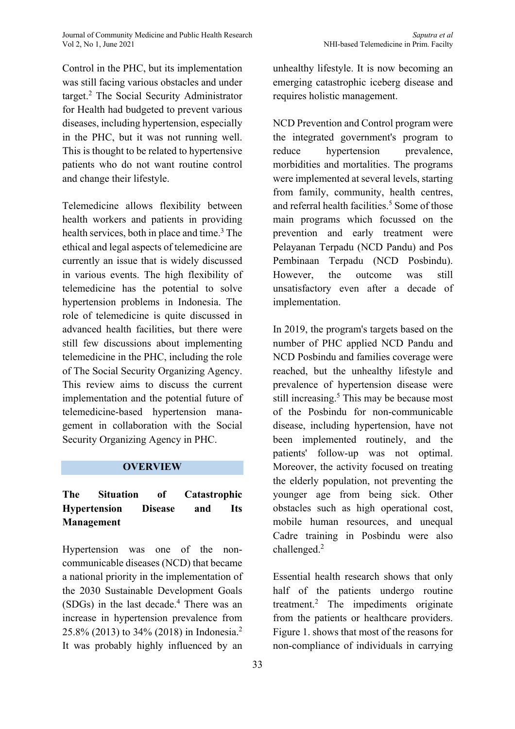Control in the PHC, but its implementation was still facing various obstacles and under target.[2] The Social Security Administrator for Health had budgeted to prevent various diseases, including hypertension, especially in the PHC, but it was not running well. This is thought to be related to hypertensive patients who do not want routine control and change their lifestyle.

Telemedicine allows flexibility between health workers and patients in providing health services, both in place and time.[3] The ethical and legal aspects of telemedicine are currently an issue that is widely discussed in various events. The high flexibility of telemedicine has the potential to solve hypertension problems in Indonesia. The role of telemedicine is quite discussed in advanced health facilities, but there were still few discussions about implementing telemedicine in the PHC, including the role of The Social Security Organizing Agency. This review aims to discuss the current implementation and the potential future of telemedicine-based hypertension management in collaboration with the Social Security Organizing Agency in PHC.

## OVERVIEW

### The Situation of Catastrophic Hypertension Disease and Its Management

Hypertension was one of the non-communicable diseases (NCD) that became a national priority in the implementation of the 2030 Sustainable Development Goals (SDGs) in the last decade.[4] There was an increase in hypertension prevalence from 25.8% (2013) to 34% (2018) in Indonesia.[2] It was probably highly influenced by an unhealthy lifestyle. It is now becoming an emerging catastrophic iceberg disease and requires holistic management.

NCD Prevention and Control program were the integrated government's program to reduce hypertension prevalence, morbidities and mortalities. The programs were implemented at several levels, starting from family, community, health centres, and referral health facilities.[5] Some of those main programs which focussed on the prevention and early treatment were Pelayanan Terpadu (NCD Pandu) and Pos Pembinaan Terpadu (NCD Posbindu). However, the outcome was still unsatisfactory even after a decade of implementation.

In 2019, the program's targets based on the number of PHC applied NCD Pandu and NCD Posbindu and families coverage were reached, but the unhealthy lifestyle and prevalence of hypertension disease were still increasing.[5] This may be because most of the Posbindu for non-communicable disease, including hypertension, have not been implemented routinely, and the patients' follow-up was not optimal. Moreover, the activity focused on treating the elderly population, not preventing the younger age from being sick. Other obstacles such as high operational cost, mobile human resources, and unequal Cadre training in Posbindu were also challenged.[2]

Essential health research shows that only half of the patients undergo routine treatment.[2] The impediments originate from the patients or healthcare providers. Figure 1. shows that most of the reasons for non-compliance of individuals in carrying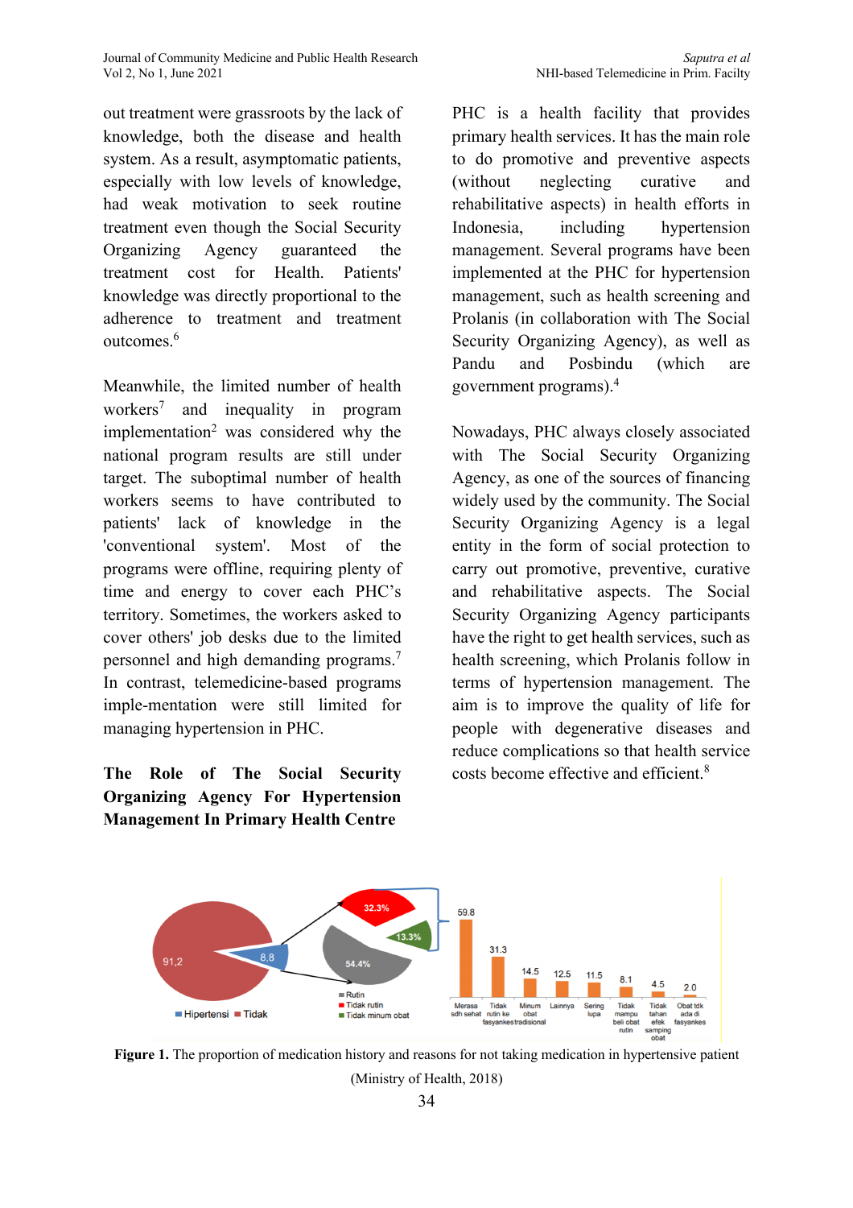out treatment were grassroots by the lack of knowledge, both the disease and health system. As a result, asymptomatic patients, especially with low levels of knowledge, had weak motivation to seek routine treatment even though the Social Security Organizing Agency guaranteed the treatment cost for Health. Patients' knowledge was directly proportional to the adherence to treatment and treatment outcomes.[6]

Meanwhile, the limited number of health workers[7] and inequality in program implementation[2] was considered why the national program results are still under target. The suboptimal number of health workers seems to have contributed to patients' lack of knowledge in the 'conventional system'. Most of the programs were offline, requiring plenty of time and energy to cover each PHC's territory. Sometimes, the workers asked to cover others' job desks due to the limited personnel and high demanding programs.[7] In contrast, telemedicine-based programs imple-mentation were still limited for managing hypertension in PHC.

## The Role of The Social Security Organizing Agency For Hypertension Management In Primary Health Centre

PHC is a health facility that provides primary health services. It has the main role to do promotive and preventive aspects (without neglecting curative and rehabilitative aspects) in health efforts in Indonesia, including hypertension management. Several programs have been implemented at the PHC for hypertension management, such as health screening and Prolanis (in collaboration with The Social Security Organizing Agency), as well as Pandu and Posbindu (which are government programs).[4]

Nowadays, PHC always closely associated with The Social Security Organizing Agency, as one of the sources of financing widely used by the community. The Social Security Organizing Agency is a legal entity in the form of social protection to carry out promotive, preventive, curative and rehabilitative aspects. The Social Security Organizing Agency participants have the right to get health services, such as health screening, which Prolanis follow in terms of hypertension management. The aim is to improve the quality of life for people with degenerative diseases and reduce complications so that health service costs become effective and efficient.[8]

**Figure 1.** The proportion of medication history and reasons for not taking medication in hypertensive patient (Ministry of Health, 2018)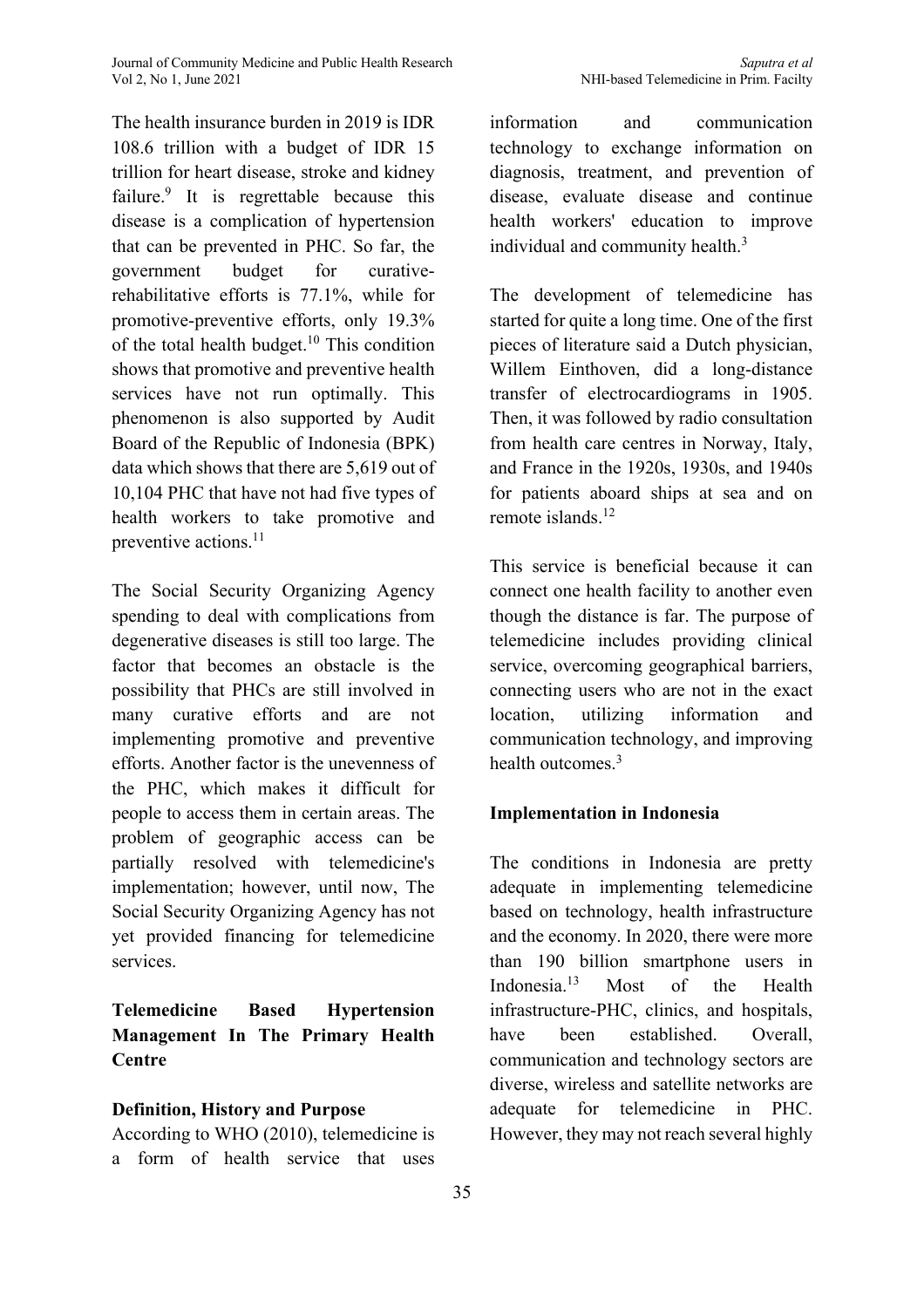The health insurance burden in 2019 is IDR 108.6 trillion with a budget of IDR 15 trillion for heart disease, stroke and kidney failure.[9] It is regrettable because this disease is a complication of hypertension that can be prevented in PHC. So far, the government budget for curative-rehabilitative efforts is 77.1%, while for promotive-preventive efforts, only 19.3% of the total health budget.[10] This condition shows that promotive and preventive health services have not run optimally. This phenomenon is also supported by Audit Board of the Republic of Indonesia (BPK) data which shows that there are 5,619 out of 10,104 PHC that have not had five types of health workers to take promotive and preventive actions.[11]

The Social Security Organizing Agency spending to deal with complications from degenerative diseases is still too large. The factor that becomes an obstacle is the possibility that PHCs are still involved in many curative efforts and are not implementing promotive and preventive efforts. Another factor is the unevenness of the PHC, which makes it difficult for people to access them in certain areas. The problem of geographic access can be partially resolved with telemedicine's implementation; however, until now, The Social Security Organizing Agency has not yet provided financing for telemedicine services.

## Telemedicine Based Hypertension Management In The Primary Health Centre

### Definition, History and Purpose

According to WHO (2010), telemedicine is a form of health service that uses information and communication technology to exchange information on diagnosis, treatment, and prevention of disease, evaluate disease and continue health workers' education to improve individual and community health.[3]

The development of telemedicine has started for quite a long time. One of the first pieces of literature said a Dutch physician, Willem Einthoven, did a long-distance transfer of electrocardiograms in 1905. Then, it was followed by radio consultation from health care centres in Norway, Italy, and France in the 1920s, 1930s, and 1940s for patients aboard ships at sea and on remote islands.[12]

This service is beneficial because it can connect one health facility to another even though the distance is far. The purpose of telemedicine includes providing clinical service, overcoming geographical barriers, connecting users who are not in the exact location, utilizing information and communication technology, and improving health outcomes.[3]

### Implementation in Indonesia

The conditions in Indonesia are pretty adequate in implementing telemedicine based on technology, health infrastructure and the economy. In 2020, there were more than 190 billion smartphone users in Indonesia.[13] Most of the Health infrastructure-PHC, clinics, and hospitals, have been established. Overall, communication and technology sectors are diverse, wireless and satellite networks are adequate for telemedicine in PHC. However, they may not reach several highly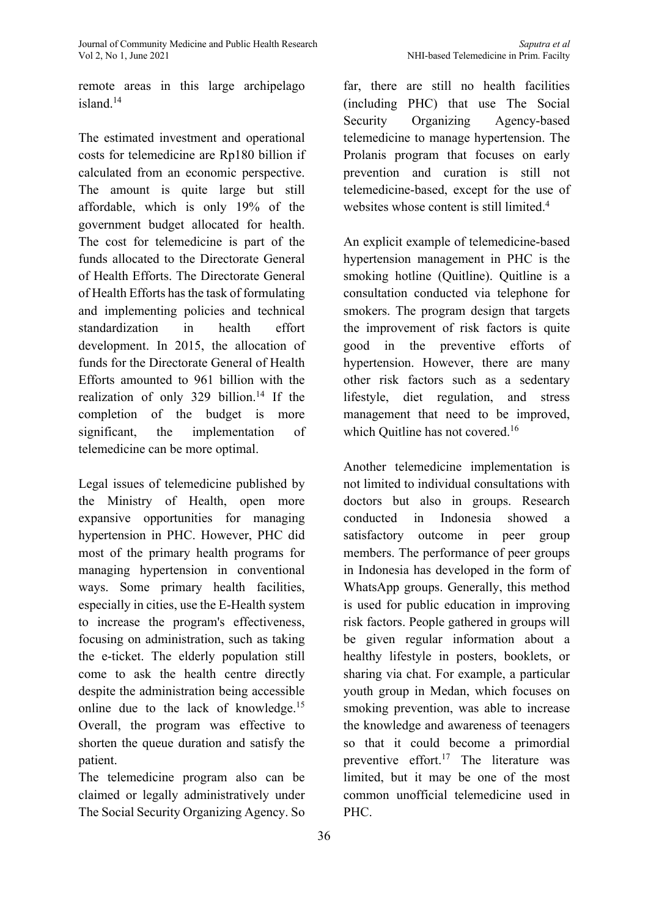remote areas in this large archipelago island.[14]

The estimated investment and operational costs for telemedicine are Rp180 billion if calculated from an economic perspective. The amount is quite large but still affordable, which is only 19% of the government budget allocated for health. The cost for telemedicine is part of the funds allocated to the Directorate General of Health Efforts. The Directorate General of Health Efforts has the task of formulating and implementing policies and technical standardization in health effort development. In 2015, the allocation of funds for the Directorate General of Health Efforts amounted to 961 billion with the realization of only 329 billion.[14] If the completion of the budget is more significant, the implementation of telemedicine can be more optimal.

Legal issues of telemedicine published by the Ministry of Health, open more expansive opportunities for managing hypertension in PHC. However, PHC did most of the primary health programs for managing hypertension in conventional ways. Some primary health facilities, especially in cities, use the E-Health system to increase the program's effectiveness, focusing on administration, such as taking the e-ticket. The elderly population still come to ask the health centre directly despite the administration being accessible online due to the lack of knowledge.[15] Overall, the program was effective to shorten the queue duration and satisfy the patient.

The telemedicine program also can be claimed or legally administratively under The Social Security Organizing Agency. So far, there are still no health facilities (including PHC) that use The Social Security Organizing Agency-based telemedicine to manage hypertension. The Prolanis program that focuses on early prevention and curation is still not telemedicine-based, except for the use of websites whose content is still limited.[4]

An explicit example of telemedicine-based hypertension management in PHC is the smoking hotline (Quitline). Quitline is a consultation conducted via telephone for smokers. The program design that targets the improvement of risk factors is quite good in the preventive efforts of hypertension. However, there are many other risk factors such as a sedentary lifestyle, diet regulation, and stress management that need to be improved, which Quitline has not covered.[16]

Another telemedicine implementation is not limited to individual consultations with doctors but also in groups. Research conducted in Indonesia showed a satisfactory outcome in peer group members. The performance of peer groups in Indonesia has developed in the form of WhatsApp groups. Generally, this method is used for public education in improving risk factors. People gathered in groups will be given regular information about a healthy lifestyle in posters, booklets, or sharing via chat. For example, a particular youth group in Medan, which focuses on smoking prevention, was able to increase the knowledge and awareness of teenagers so that it could become a primordial preventive effort.[17] The literature was limited, but it may be one of the most common unofficial telemedicine used in PHC.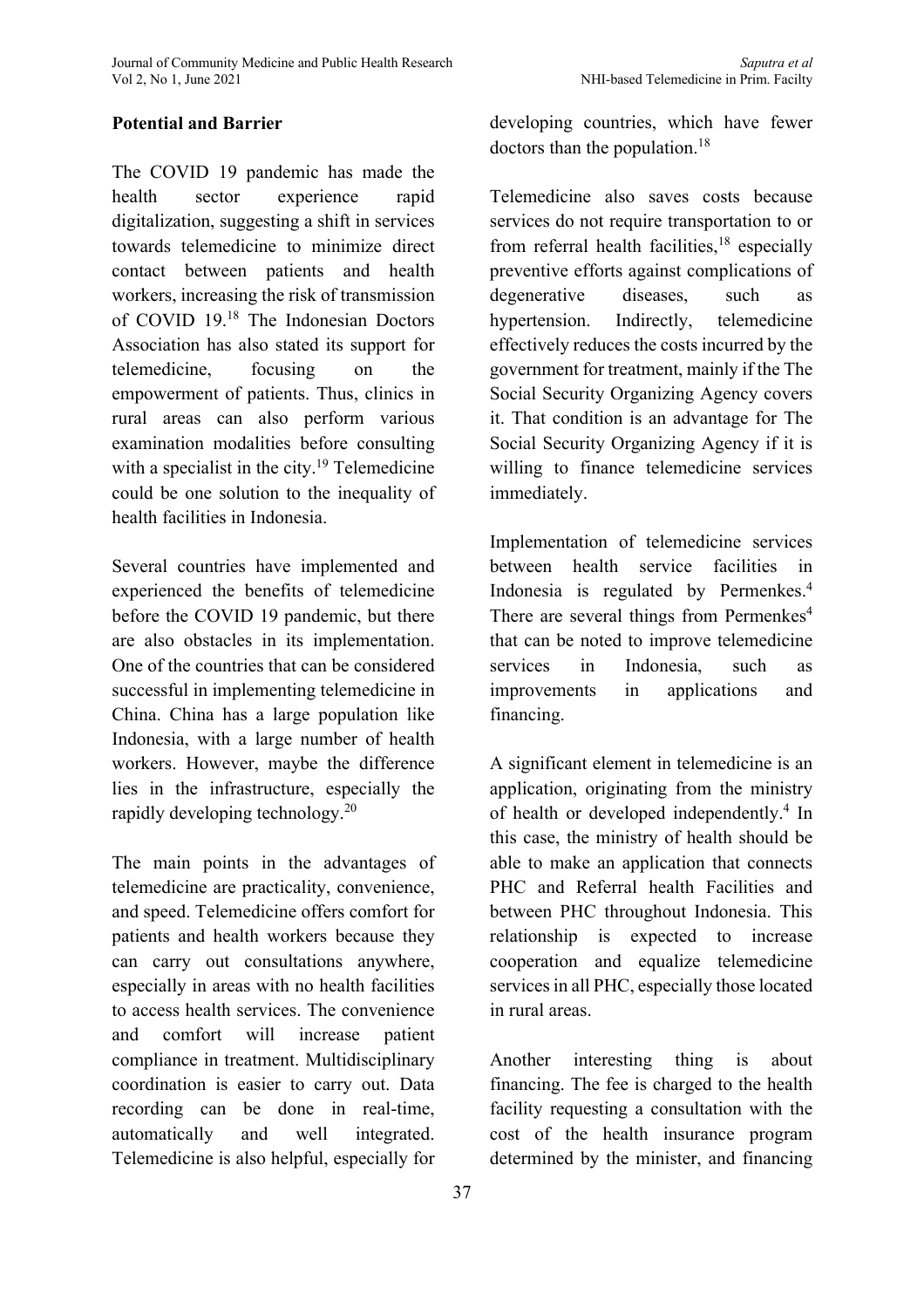**Potential and Barrier**

The COVID 19 pandemic has made the health sector experience rapid digitalization, suggesting a shift in services towards telemedicine to minimize direct contact between patients and health workers, increasing the risk of transmission of COVID 19.[18] The Indonesian Doctors Association has also stated its support for telemedicine, focusing on the empowerment of patients. Thus, clinics in rural areas can also perform various examination modalities before consulting with a specialist in the city.[19] Telemedicine could be one solution to the inequality of health facilities in Indonesia.

Several countries have implemented and experienced the benefits of telemedicine before the COVID 19 pandemic, but there are also obstacles in its implementation. One of the countries that can be considered successful in implementing telemedicine in China. China has a large population like Indonesia, with a large number of health workers. However, maybe the difference lies in the infrastructure, especially the rapidly developing technology.[20]

The main points in the advantages of telemedicine are practicality, convenience, and speed. Telemedicine offers comfort for patients and health workers because they can carry out consultations anywhere, especially in areas with no health facilities to access health services. The convenience and comfort will increase patient compliance in treatment. Multidisciplinary coordination is easier to carry out. Data recording can be done in real-time, automatically and well integrated. Telemedicine is also helpful, especially for developing countries, which have fewer doctors than the population.[18]

Telemedicine also saves costs because services do not require transportation to or from referral health facilities,[18] especially preventive efforts against complications of degenerative diseases, such as hypertension. Indirectly, telemedicine effectively reduces the costs incurred by the government for treatment, mainly if the The Social Security Organizing Agency covers it. That condition is an advantage for The Social Security Organizing Agency if it is willing to finance telemedicine services immediately.

Implementation of telemedicine services between health service facilities in Indonesia is regulated by Permenkes.[4] There are several things from Permenkes[4] that can be noted to improve telemedicine services in Indonesia, such as improvements in applications and financing.

A significant element in telemedicine is an application, originating from the ministry of health or developed independently.[4] In this case, the ministry of health should be able to make an application that connects PHC and Referral health Facilities and between PHC throughout Indonesia. This relationship is expected to increase cooperation and equalize telemedicine services in all PHC, especially those located in rural areas.

Another interesting thing is about financing. The fee is charged to the health facility requesting a consultation with the cost of the health insurance program determined by the minister, and financing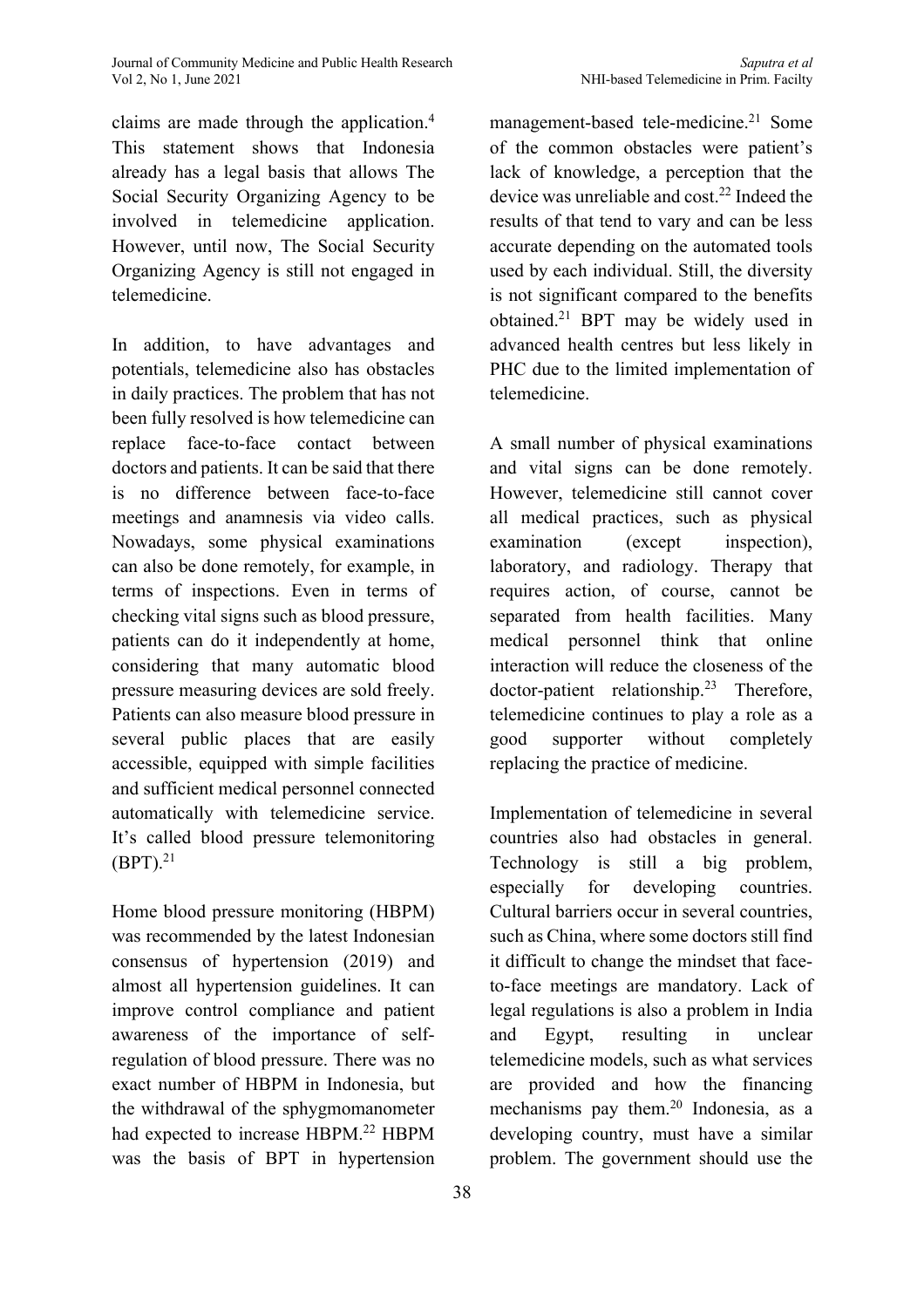claims are made through the application.[4] This statement shows that Indonesia already has a legal basis that allows The Social Security Organizing Agency to be involved in telemedicine application. However, until now, The Social Security Organizing Agency is still not engaged in telemedicine.

In addition, to have advantages and potentials, telemedicine also has obstacles in daily practices. The problem that has not been fully resolved is how telemedicine can replace face-to-face contact between doctors and patients. It can be said that there is no difference between face-to-face meetings and anamnesis via video calls. Nowadays, some physical examinations can also be done remotely, for example, in terms of inspections. Even in terms of checking vital signs such as blood pressure, patients can do it independently at home, considering that many automatic blood pressure measuring devices are sold freely. Patients can also measure blood pressure in several public places that are easily accessible, equipped with simple facilities and sufficient medical personnel connected automatically with telemedicine service. It's called blood pressure telemonitoring (BPT).[21]

Home blood pressure monitoring (HBPM) was recommended by the latest Indonesian consensus of hypertension (2019) and almost all hypertension guidelines. It can improve control compliance and patient awareness of the importance of self-regulation of blood pressure. There was no exact number of HBPM in Indonesia, but the withdrawal of the sphygmomanometer had expected to increase HBPM.[22] HBPM was the basis of BPT in hypertension management-based tele-medicine.[21] Some of the common obstacles were patient's lack of knowledge, a perception that the device was unreliable and cost.[22] Indeed the results of that tend to vary and can be less accurate depending on the automated tools used by each individual. Still, the diversity is not significant compared to the benefits obtained.[21] BPT may be widely used in advanced health centres but less likely in PHC due to the limited implementation of telemedicine.

A small number of physical examinations and vital signs can be done remotely. However, telemedicine still cannot cover all medical practices, such as physical examination (except inspection), laboratory, and radiology. Therapy that requires action, of course, cannot be separated from health facilities. Many medical personnel think that online interaction will reduce the closeness of the doctor-patient relationship.[23] Therefore, telemedicine continues to play a role as a good supporter without completely replacing the practice of medicine.

Implementation of telemedicine in several countries also had obstacles in general. Technology is still a big problem, especially for developing countries. Cultural barriers occur in several countries, such as China, where some doctors still find it difficult to change the mindset that face-to-face meetings are mandatory. Lack of legal regulations is also a problem in India and Egypt, resulting in unclear telemedicine models, such as what services are provided and how the financing mechanisms pay them.[20] Indonesia, as a developing country, must have a similar problem. The government should use the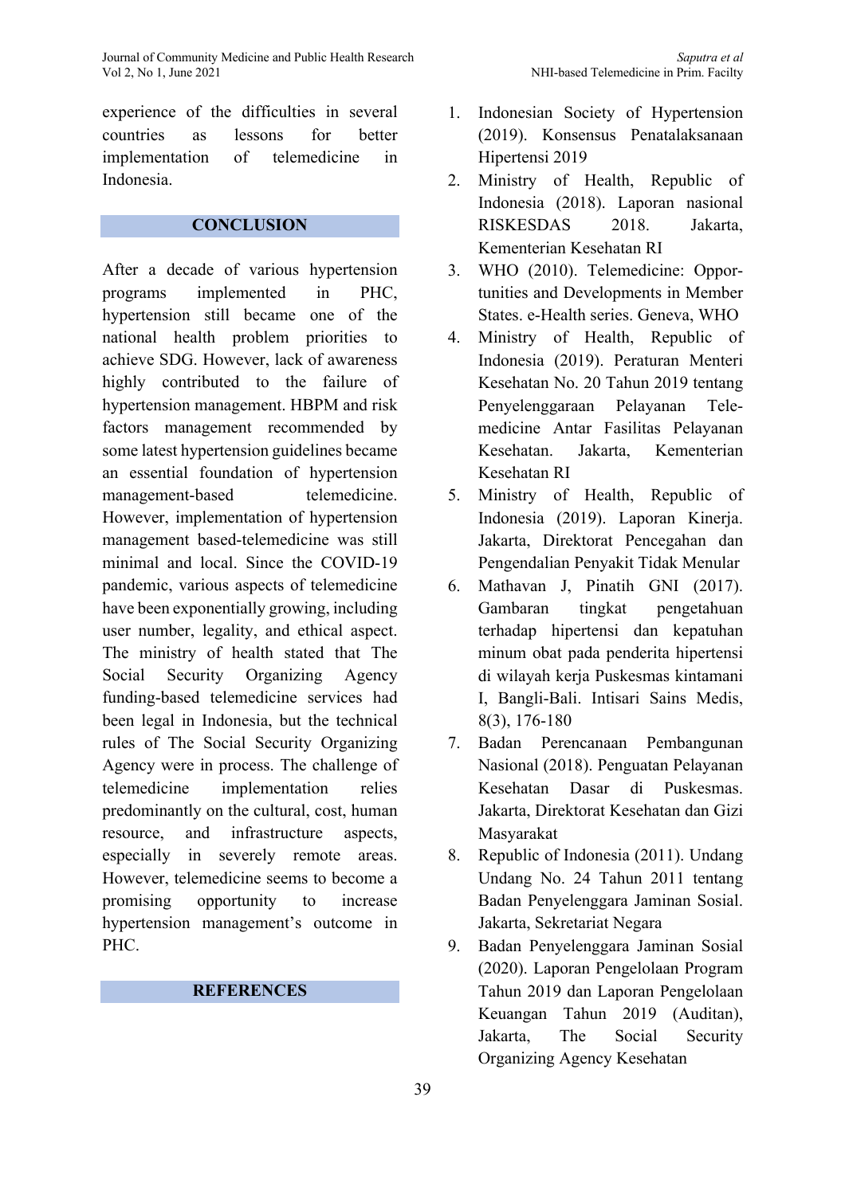experience of the difficulties in several countries as lessons for better implementation of telemedicine in Indonesia.

## CONCLUSION

After a decade of various hypertension programs implemented in PHC, hypertension still became one of the national health problem priorities to achieve SDG. However, lack of awareness highly contributed to the failure of hypertension management. HBPM and risk factors management recommended by some latest hypertension guidelines became an essential foundation of hypertension management-based telemedicine. However, implementation of hypertension management based-telemedicine was still minimal and local. Since the COVID-19 pandemic, various aspects of telemedicine have been exponentially growing, including user number, legality, and ethical aspect. The ministry of health stated that The Social Security Organizing Agency funding-based telemedicine services had been legal in Indonesia, but the technical rules of The Social Security Organizing Agency were in process. The challenge of telemedicine implementation relies predominantly on the cultural, cost, human resource, and infrastructure aspects, especially in severely remote areas. However, telemedicine seems to become a promising opportunity to increase hypertension management's outcome in PHC.

## REFERENCES

1. Indonesian Society of Hypertension (2019). Konsensus Penatalaksanaan Hipertensi 2019
2. Ministry of Health, Republic of Indonesia (2018). Laporan nasional RISKESDAS 2018. Jakarta, Kementerian Kesehatan RI
3. WHO (2010). Telemedicine: Opportunities and Developments in Member States. e-Health series. Geneva, WHO
4. Ministry of Health, Republic of Indonesia (2019). Peraturan Menteri Kesehatan No. 20 Tahun 2019 tentang Penyelenggaraan Pelayanan Telemedicine Antar Fasilitas Pelayanan Kesehatan. Jakarta, Kementerian Kesehatan RI
5. Ministry of Health, Republic of Indonesia (2019). Laporan Kinerja. Jakarta, Direktorat Pencegahan dan Pengendalian Penyakit Tidak Menular
6. Mathavan J, Pinatih GNI (2017). Gambaran tingkat pengetahuan terhadap hipertensi dan kepatuhan minum obat pada penderita hipertensi di wilayah kerja Puskesmas kintamani I, Bangli-Bali. Intisari Sains Medis, 8(3), 176-180
7. Badan Perencanaan Pembangunan Nasional (2018). Penguatan Pelayanan Kesehatan Dasar di Puskesmas. Jakarta, Direktorat Kesehatan dan Gizi Masyarakat
8. Republic of Indonesia (2011). Undang Undang No. 24 Tahun 2011 tentang Badan Penyelenggara Jaminan Sosial. Jakarta, Sekretariat Negara
9. Badan Penyelenggara Jaminan Sosial (2020). Laporan Pengelolaan Program Tahun 2019 dan Laporan Pengelolaan Keuangan Tahun 2019 (Auditan), Jakarta, The Social Security Organizing Agency Kesehatan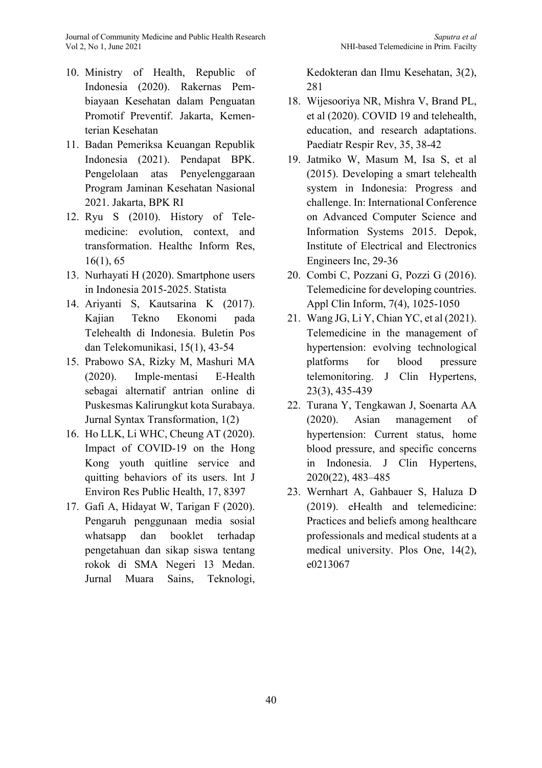10. Ministry of Health, Republic of Indonesia (2020). Rakernas Pembiayaan Kesehatan dalam Penguatan Promotif Preventif. Jakarta, Kementerian Kesehatan
11. Badan Pemeriksa Keuangan Republik Indonesia (2021). Pendapat BPK. Pengelolaan atas Penyelenggaraan Program Jaminan Kesehatan Nasional 2021. Jakarta, BPK RI
12. Ryu S (2010). History of Telemedicine: evolution, context, and transformation. Healthc Inform Res, 16(1), 65
13. Nurhayati H (2020). Smartphone users in Indonesia 2015-2025. Statista
14. Ariyanti S, Kautsarina K (2017). Kajian Tekno Ekonomi pada Telehealth di Indonesia. Buletin Pos dan Telekomunikasi, 15(1), 43-54
15. Prabowo SA, Rizky M, Mashuri MA (2020). Imple-mentasi E-Health sebagai alternatif antrian online di Puskesmas Kalirungkut kota Surabaya. Jurnal Syntax Transformation, 1(2)
16. Ho LLK, Li WHC, Cheung AT (2020). Impact of COVID-19 on the Hong Kong youth quitline service and quitting behaviors of its users. Int J Environ Res Public Health, 17, 8397
17. Gafi A, Hidayat W, Tarigan F (2020). Pengaruh penggunaan media sosial whatsapp dan booklet terhadap pengetahuan dan sikap siswa tentang rokok di SMA Negeri 13 Medan. Jurnal Muara Sains, Teknologi, Kedokteran dan Ilmu Kesehatan, 3(2), 281
18. Wijesooriya NR, Mishra V, Brand PL, et al (2020). COVID 19 and telehealth, education, and research adaptations. Paediatr Respir Rev, 35, 38-42
19. Jatmiko W, Masum M, Isa S, et al (2015). Developing a smart telehealth system in Indonesia: Progress and challenge. In: International Conference on Advanced Computer Science and Information Systems 2015. Depok, Institute of Electrical and Electronics Engineers Inc, 29-36
20. Combi C, Pozzani G, Pozzi G (2016). Telemedicine for developing countries. Appl Clin Inform, 7(4), 1025-1050
21. Wang JG, Li Y, Chian YC, et al (2021). Telemedicine in the management of hypertension: evolving technological platforms for blood pressure telemonitoring. J Clin Hypertens, 23(3), 435-439
22. Turana Y, Tengkawan J, Soenarta AA (2020). Asian management of hypertension: Current status, home blood pressure, and specific concerns in Indonesia. J Clin Hypertens, 2020(22), 483–485
23. Wernhart A, Gahbauer S, Haluza D (2019). eHealth and telemedicine: Practices and beliefs among healthcare professionals and medical students at a medical university. Plos One, 14(2), e0213067